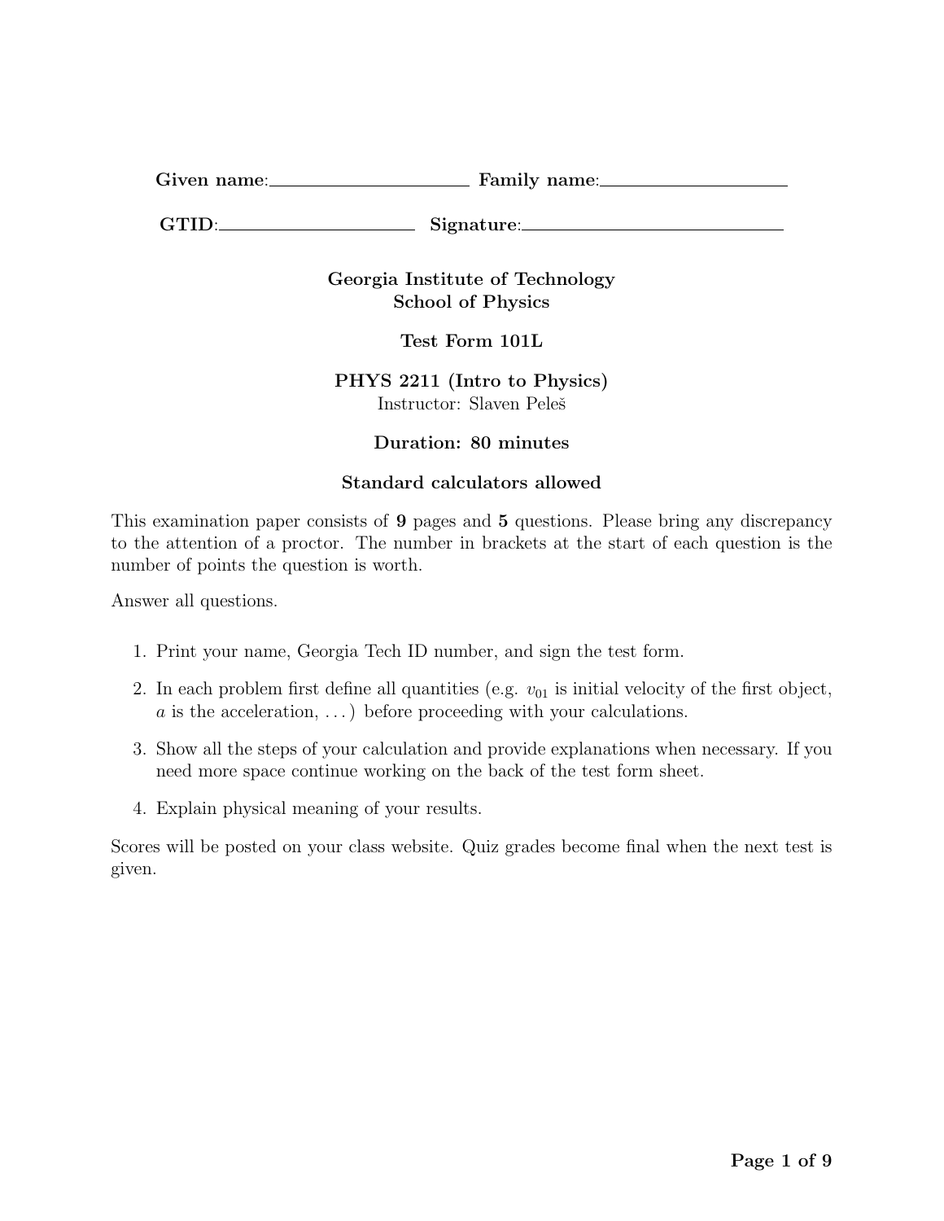**Given name**:\_\_\_\_\_\_\_\_\_\_\_\_\_\_\_\_\_\_\_\_ **Family name**:\_\_\_\_\_\_\_\_\_\_\_\_\_\_\_\_\_\_\_\_

**GTID**:\_\_\_\_\_\_\_\_\_\_\_\_\_\_\_\_\_\_\_\_ **Signature**:\_\_\_\_\_\_\_\_\_\_\_\_\_\_\_\_\_\_\_\_\_\_\_\_\_\_

**Georgia Institute of Technology**
**School of Physics**

**Test Form 101L**

**PHYS 2211 (Intro to Physics)**
Instructor: Slaven Peleš

**Duration: 80 minutes**

**Standard calculators allowed**

This examination paper consists of **9** pages and **5** questions. Please bring any discrepancy to the attention of a proctor. The number in brackets at the start of each question is the number of points the question is worth.

Answer all questions.

1. Print your name, Georgia Tech ID number, and sign the test form.
2. In each problem first define all quantities (e.g. $v_{01}$ is initial velocity of the first object, $a$ is the acceleration, ...) before proceeding with your calculations.
3. Show all the steps of your calculation and provide explanations when necessary. If you need more space continue working on the back of the test form sheet.
4. Explain physical meaning of your results.

Scores will be posted on your class website. Quiz grades become final when the next test is given.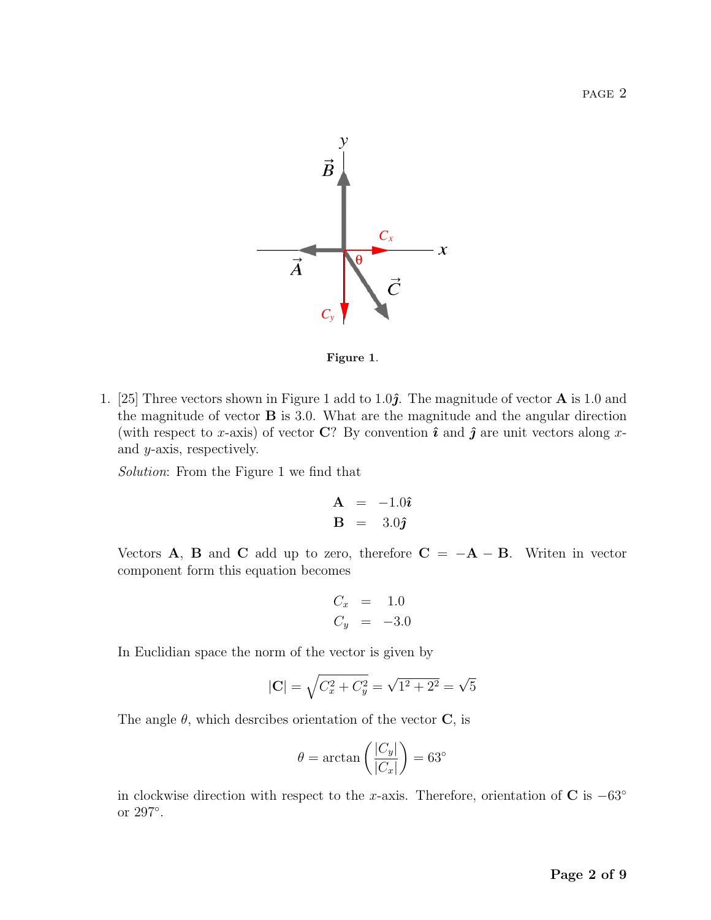**Figure 1**.

1. [25] Three vectors shown in Figure 1 add to $1.0\hat{\boldsymbol{\jmath}}$. The magnitude of vector **A** is 1.0 and the magnitude of vector **B** is 3.0. What are the magnitude and the angular direction (with respect to $x$-axis) of vector **C**? By convention $\hat{\boldsymbol{\imath}}$ and $\hat{\boldsymbol{\jmath}}$ are unit vectors along $x$- and $y$-axis, respectively.

   *Solution*: From the Figure 1 we find that

   $$\begin{aligned} \mathbf{A} &= -1.0\hat{\boldsymbol{\imath}} \\ \mathbf{B} &= 3.0\hat{\boldsymbol{\jmath}} \end{aligned}$$

   Vectors **A**, **B** and **C** add up to zero, therefore $\mathbf{C} = -\mathbf{A} - \mathbf{B}$. Writen in vector component form this equation becomes

   $$\begin{aligned} C_x &= 1.0 \\ C_y &= -3.0 \end{aligned}$$

   In Euclidian space the norm of the vector is given by

   $$|\mathbf{C}| = \sqrt{C_x^2 + C_y^2} = \sqrt{1^2 + 2^2} = \sqrt{5}$$

   The angle $\theta$, which desrcibes orientation of the vector **C**, is

   $$\theta = \arctan\left(\frac{|C_y|}{|C_x|}\right) = 63^\circ$$

   in clockwise direction with respect to the $x$-axis. Therefore, orientation of **C** is $-63^\circ$ or $297^\circ$.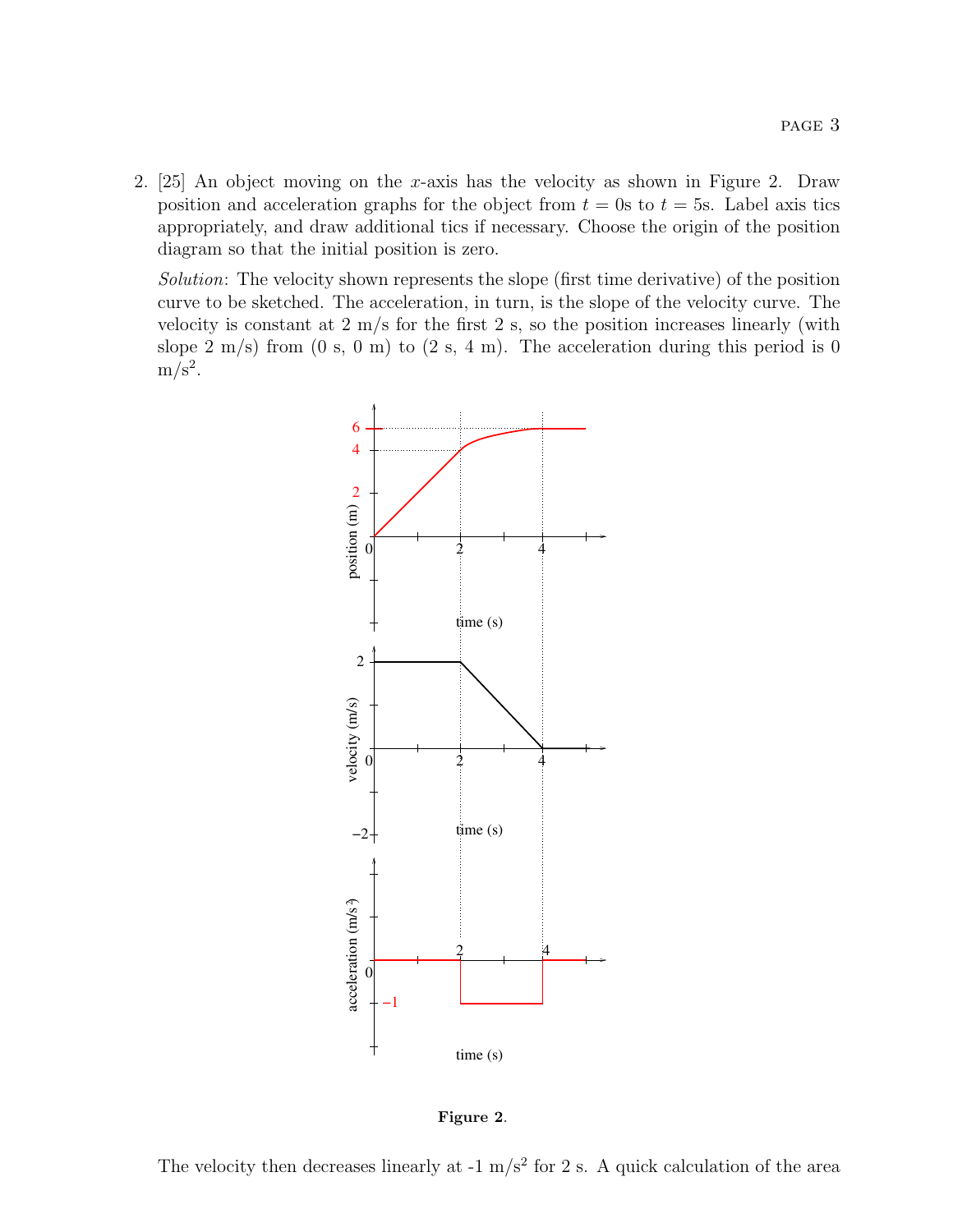2. [25] An object moving on the $x$-axis has the velocity as shown in Figure 2. Draw position and acceleration graphs for the object from $t = 0$s to $t = 5$s. Label axis tics appropriately, and draw additional tics if necessary. Choose the origin of the position diagram so that the initial position is zero.

   *Solution*: The velocity shown represents the slope (first time derivative) of the position curve to be sketched. The acceleration, in turn, is the slope of the velocity curve. The velocity is constant at 2 m/s for the first 2 s, so the position increases linearly (with slope 2 m/s) from (0 s, 0 m) to (2 s, 4 m). The acceleration during this period is 0 m/s$^2$.

**Figure 2**.

The velocity then decreases linearly at -1 m/s$^2$ for 2 s. A quick calculation of the area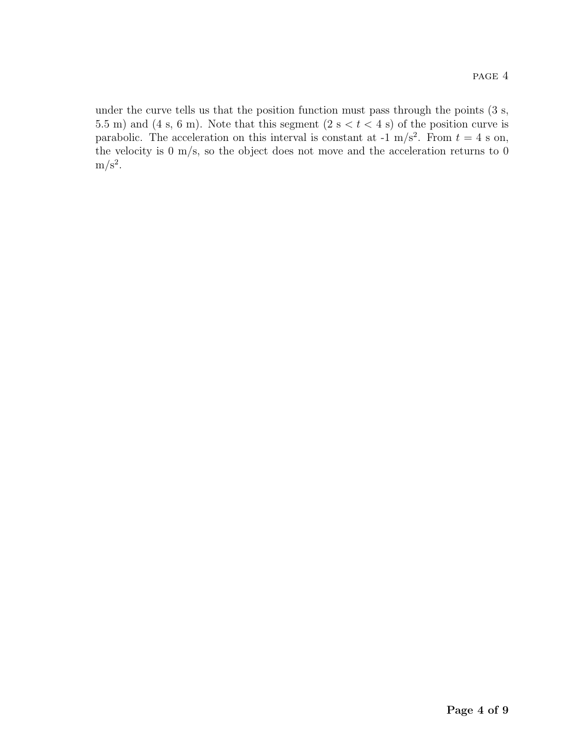under the curve tells us that the position function must pass through the points (3 s, 5.5 m) and (4 s, 6 m). Note that this segment (2 s $< t <$ 4 s) of the position curve is parabolic. The acceleration on this interval is constant at -1 m/s$^2$. From $t = 4$ s on, the velocity is 0 m/s, so the object does not move and the acceleration returns to 0 m/s$^2$.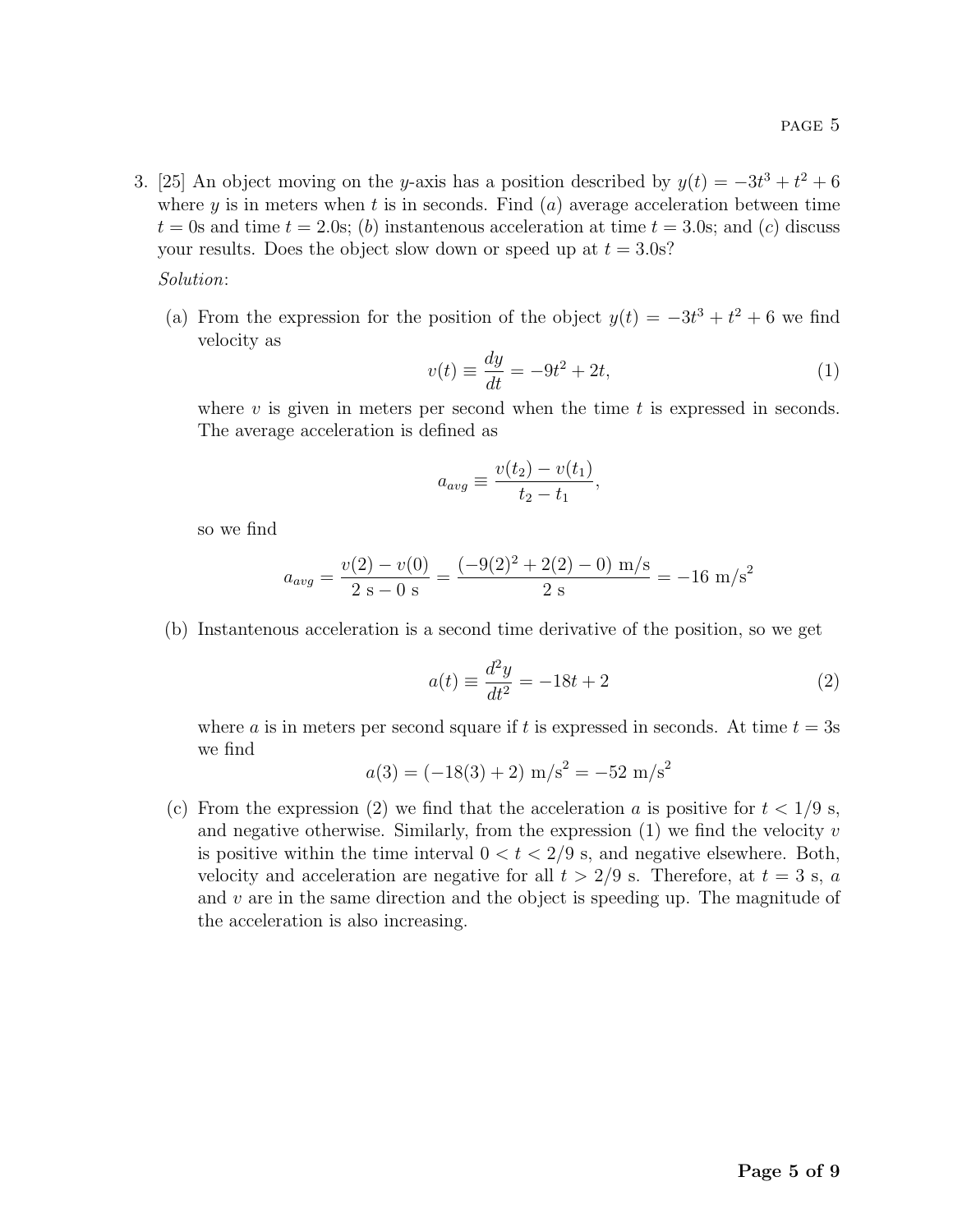3. [25] An object moving on the $y$-axis has a position described by $y(t) = -3t^3 + t^2 + 6$ where $y$ is in meters when $t$ is in seconds. Find ($a$) average acceleration between time $t = 0$s and time $t = 2.0$s; ($b$) instantenous acceleration at time $t = 3.0$s; and ($c$) discuss your results. Does the object slow down or speed up at $t = 3.0$s?

*Solution*:

(a) From the expression for the position of the object $y(t) = -3t^3 + t^2 + 6$ we find velocity as

$$v(t) \equiv \frac{dy}{dt} = -9t^2 + 2t, \tag{1}$$

where $v$ is given in meters per second when the time $t$ is expressed in seconds. The average acceleration is defined as

$$a_{avg} \equiv \frac{v(t_2) - v(t_1)}{t_2 - t_1},$$

so we find

$$a_{avg} = \frac{v(2) - v(0)}{2 \text{ s} - 0 \text{ s}} = \frac{(-9(2)^2 + 2(2) - 0) \text{ m/s}}{2 \text{ s}} = -16 \text{ m/s}^2$$

(b) Instantenous acceleration is a second time derivative of the position, so we get

$$a(t) \equiv \frac{d^2y}{dt^2} = -18t + 2 \tag{2}$$

where $a$ is in meters per second square if $t$ is expressed in seconds. At time $t = 3$s we find

$$a(3) = (-18(3) + 2) \text{ m/s}^2 = -52 \text{ m/s}^2$$

(c) From the expression (2) we find that the acceleration $a$ is positive for $t < 1/9$ s, and negative otherwise. Similarly, from the expression (1) we find the velocity $v$ is positive within the time interval $0 < t < 2/9$ s, and negative elsewhere. Both, velocity and acceleration are negative for all $t > 2/9$ s. Therefore, at $t = 3$ s, $a$ and $v$ are in the same direction and the object is speeding up. The magnitude of the acceleration is also increasing.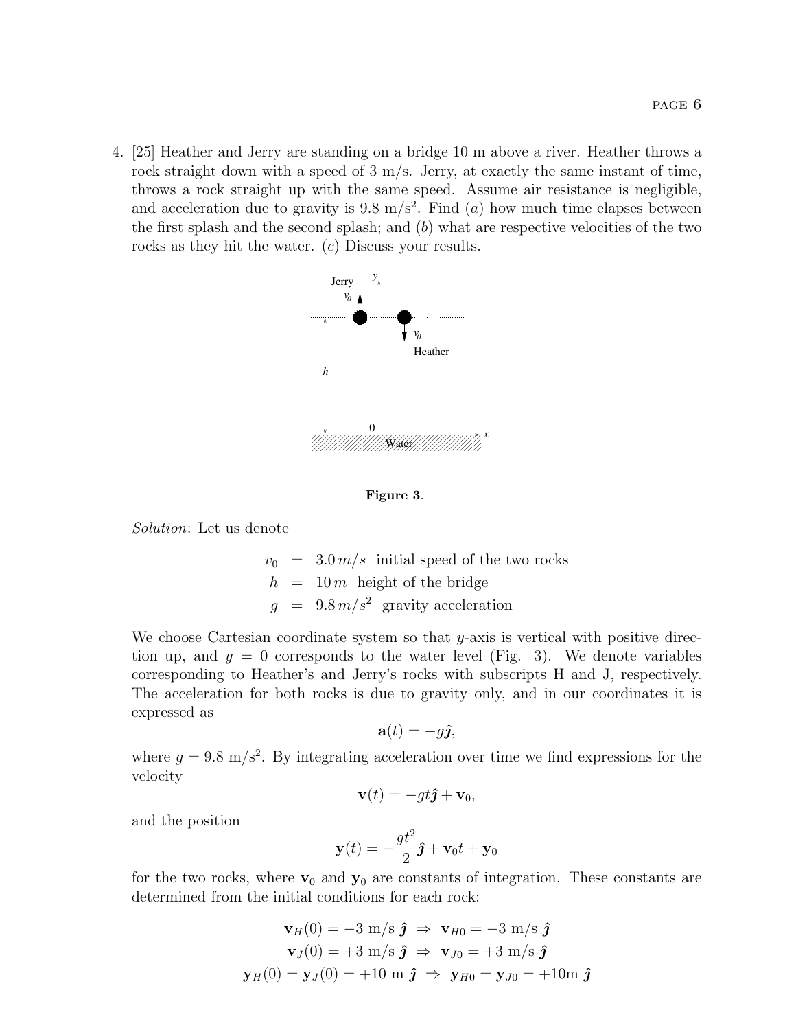4. [25] Heather and Jerry are standing on a bridge 10 m above a river. Heather throws a rock straight down with a speed of 3 m/s. Jerry, at exactly the same instant of time, throws a rock straight up with the same speed. Assume air resistance is negligible, and acceleration due to gravity is 9.8 m/s$^2$. Find $(a)$ how much time elapses between the first splash and the second splash; and $(b)$ what are respective velocities of the two rocks as they hit the water. $(c)$ Discuss your results.

**Figure 3**.

*Solution*: Let us denote

$$
\begin{aligned}
v_0 &= 3.0\,m/s \ \text{ initial speed of the two rocks} \\
h &= 10\,m \ \text{ height of the bridge} \\
g &= 9.8\,m/s^2 \ \text{ gravity acceleration}
\end{aligned}
$$

We choose Cartesian coordinate system so that $y$-axis is vertical with positive direction up, and $y = 0$ corresponds to the water level (Fig. 3). We denote variables corresponding to Heather's and Jerry's rocks with subscripts H and J, respectively. The acceleration for both rocks is due to gravity only, and in our coordinates it is expressed as

$$\mathbf{a}(t) = -g\hat{\boldsymbol{j}},$$

where $g = 9.8$ m/s$^2$. By integrating acceleration over time we find expressions for the velocity

$$\mathbf{v}(t) = -gt\hat{\boldsymbol{j}} + \mathbf{v}_0,$$

and the position

$$\mathbf{y}(t) = -\frac{gt^2}{2}\hat{\boldsymbol{j}} + \mathbf{v}_0 t + \mathbf{y}_0$$

for the two rocks, where $\mathbf{v}_0$ and $\mathbf{y}_0$ are constants of integration. These constants are determined from the initial conditions for each rock:

$$\mathbf{v}_H(0) = -3 \text{ m/s } \hat{\boldsymbol{j}} \ \Rightarrow \ \mathbf{v}_{H0} = -3 \text{ m/s } \hat{\boldsymbol{j}}$$

$$\mathbf{v}_J(0) = +3 \text{ m/s } \hat{\boldsymbol{j}} \ \Rightarrow \ \mathbf{v}_{J0} = +3 \text{ m/s } \hat{\boldsymbol{j}}$$

$$\mathbf{y}_H(0) = \mathbf{y}_J(0) = +10 \text{ m } \hat{\boldsymbol{j}} \ \Rightarrow \ \mathbf{y}_{H0} = \mathbf{y}_{J0} = +10\text{m } \hat{\boldsymbol{j}}$$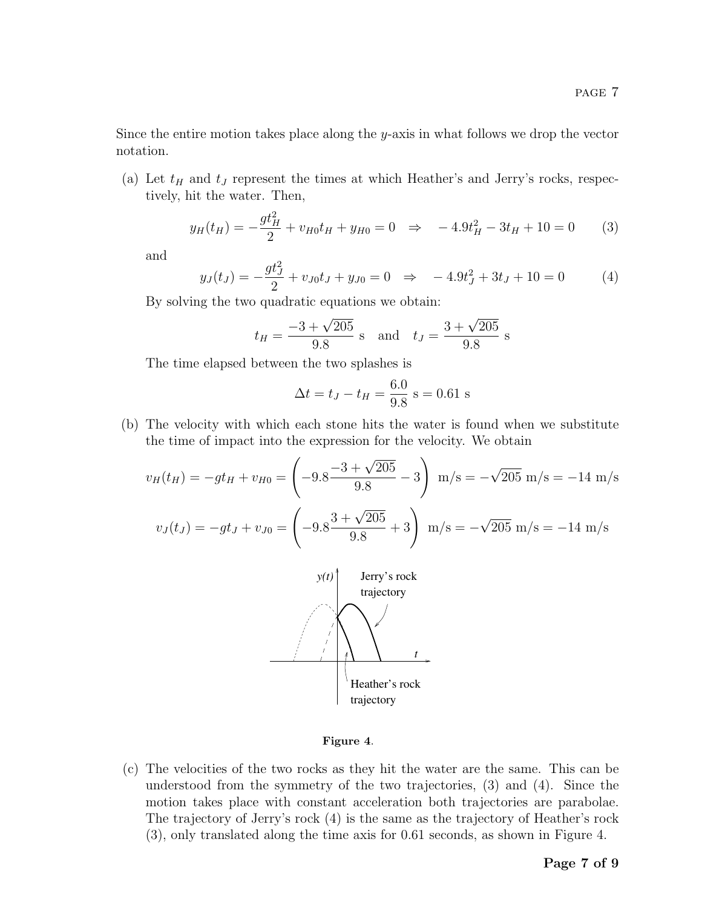Since the entire motion takes place along the $y$-axis in what follows we drop the vector notation.

(a) Let $t_H$ and $t_J$ represent the times at which Heather's and Jerry's rocks, respectively, hit the water. Then,

$$y_H(t_H) = -\frac{gt_H^2}{2} + v_{H0}t_H + y_{H0} = 0 \quad \Rightarrow \quad -4.9t_H^2 - 3t_H + 10 = 0 \tag{3}$$

and

$$y_J(t_J) = -\frac{gt_J^2}{2} + v_{J0}t_J + y_{J0} = 0 \quad \Rightarrow \quad -4.9t_J^2 + 3t_J + 10 = 0 \tag{4}$$

By solving the two quadratic equations we obtain:

$$t_H = \frac{-3 + \sqrt{205}}{9.8} \text{ s} \quad \text{and} \quad t_J = \frac{3 + \sqrt{205}}{9.8} \text{ s}$$

The time elapsed between the two splashes is

$$\Delta t = t_J - t_H = \frac{6.0}{9.8} \text{ s} = 0.61 \text{ s}$$

(b) The velocity with which each stone hits the water is found when we substitute the time of impact into the expression for the velocity. We obtain

$$v_H(t_H) = -gt_H + v_{H0} = \left(-9.8\frac{-3 + \sqrt{205}}{9.8} - 3\right) \text{ m/s} = -\sqrt{205} \text{ m/s} = -14 \text{ m/s}$$

$$v_J(t_J) = -gt_J + v_{J0} = \left(-9.8\frac{3 + \sqrt{205}}{9.8} + 3\right) \text{ m/s} = -\sqrt{205} \text{ m/s} = -14 \text{ m/s}$$

**Figure 4**.

(c) The velocities of the two rocks as they hit the water are the same. This can be understood from the symmetry of the two trajectories, (3) and (4). Since the motion takes place with constant acceleration both trajectories are parabolae. The trajectory of Jerry's rock (4) is the same as the trajectory of Heather's rock (3), only translated along the time axis for 0.61 seconds, as shown in Figure 4.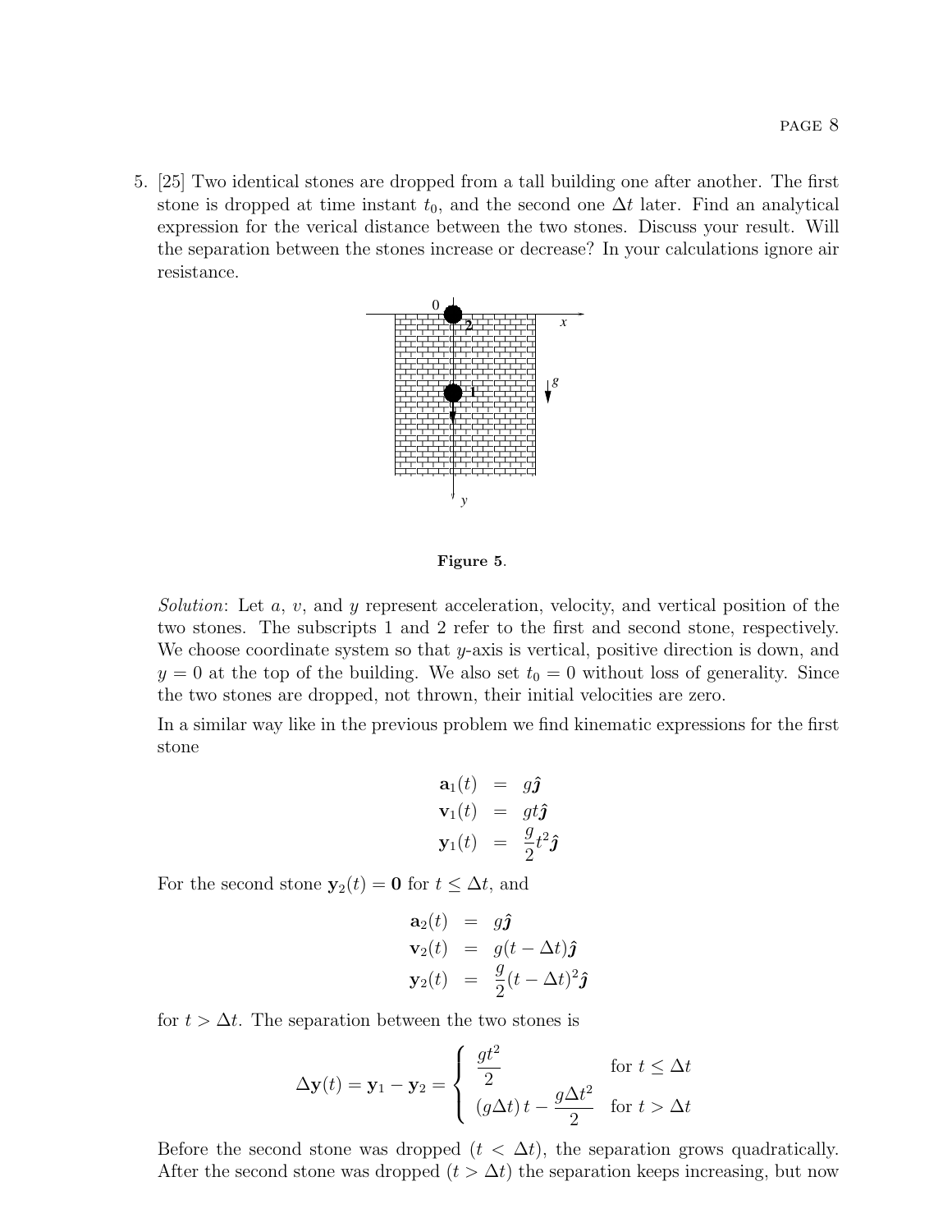5. [25] Two identical stones are dropped from a tall building one after another. The first stone is dropped at time instant $t_0$, and the second one $\Delta t$ later. Find an analytical expression for the verical distance between the two stones. Discuss your result. Will the separation between the stones increase or decrease? In your calculations ignore air resistance.

**Figure 5.**

*Solution*: Let $a$, $v$, and $y$ represent acceleration, velocity, and vertical position of the two stones. The subscripts 1 and 2 refer to the first and second stone, respectively. We choose coordinate system so that $y$-axis is vertical, positive direction is down, and $y = 0$ at the top of the building. We also set $t_0 = 0$ without loss of generality. Since the two stones are dropped, not thrown, their initial velocities are zero.

In a similar way like in the previous problem we find kinematic expressions for the first stone

$$
\begin{aligned}
\mathbf{a}_1(t) &= g\hat{\boldsymbol{\jmath}} \\
\mathbf{v}_1(t) &= gt\hat{\boldsymbol{\jmath}} \\
\mathbf{y}_1(t) &= \frac{g}{2}t^2\hat{\boldsymbol{\jmath}}
\end{aligned}
$$

For the second stone $\mathbf{y}_2(t) = \mathbf{0}$ for $t \leq \Delta t$, and

$$
\begin{aligned}
\mathbf{a}_2(t) &= g\hat{\boldsymbol{\jmath}} \\
\mathbf{v}_2(t) &= g(t - \Delta t)\hat{\boldsymbol{\jmath}} \\
\mathbf{y}_2(t) &= \frac{g}{2}(t - \Delta t)^2\hat{\boldsymbol{\jmath}}
\end{aligned}
$$

for $t > \Delta t$. The separation between the two stones is

$$
\Delta\mathbf{y}(t) = \mathbf{y}_1 - \mathbf{y}_2 = \begin{cases} \dfrac{gt^2}{2} & \text{for } t \leq \Delta t \\ (g\Delta t)\,t - \dfrac{g\Delta t^2}{2} & \text{for } t > \Delta t \end{cases}
$$

Before the second stone was dropped ($t < \Delta t$), the separation grows quadratically. After the second stone was dropped ($t > \Delta t$) the separation keeps increasing, but now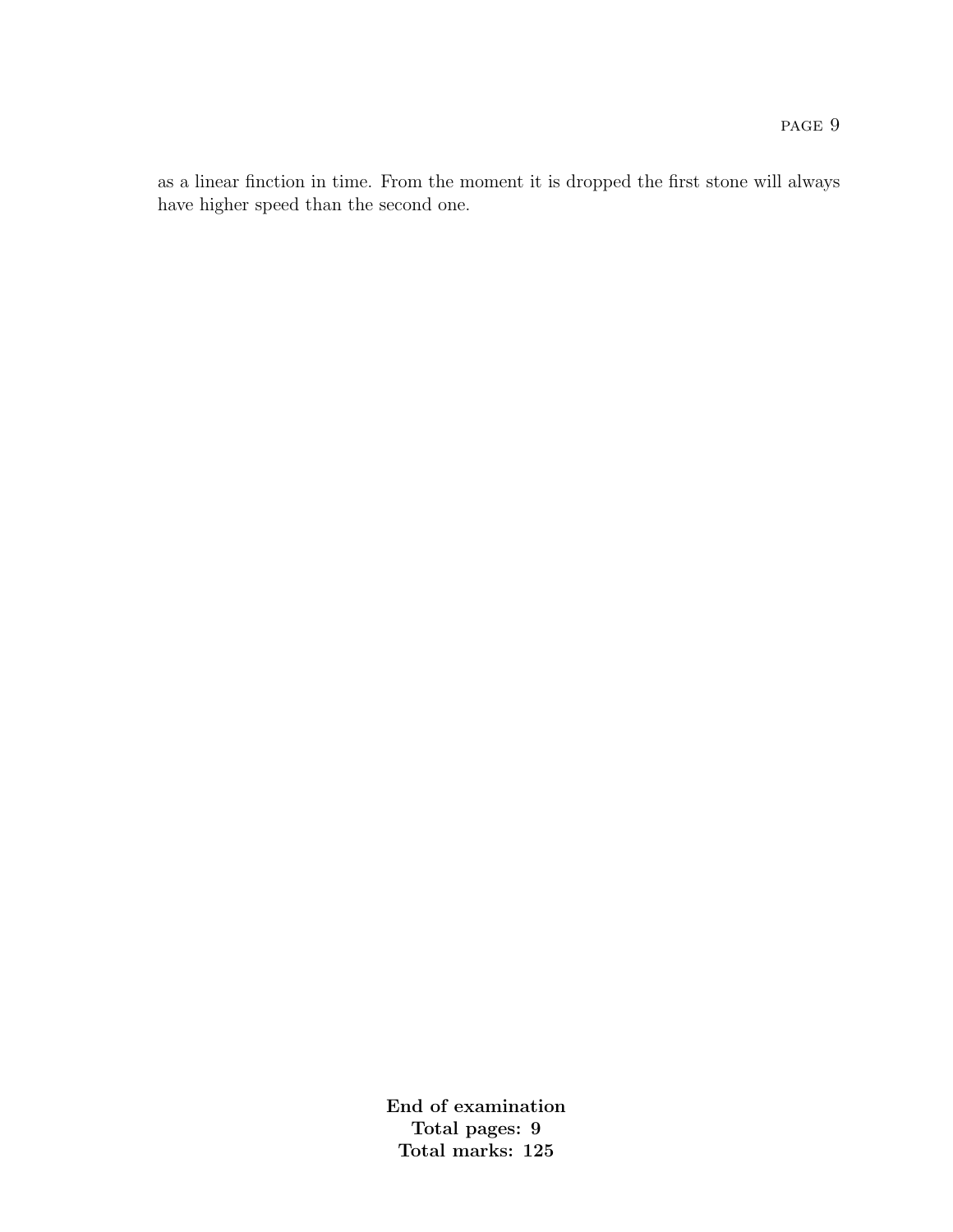as a linear finction in time. From the moment it is dropped the first stone will always have higher speed than the second one.

**End of examination**
**Total pages: 9**
**Total marks: 125**